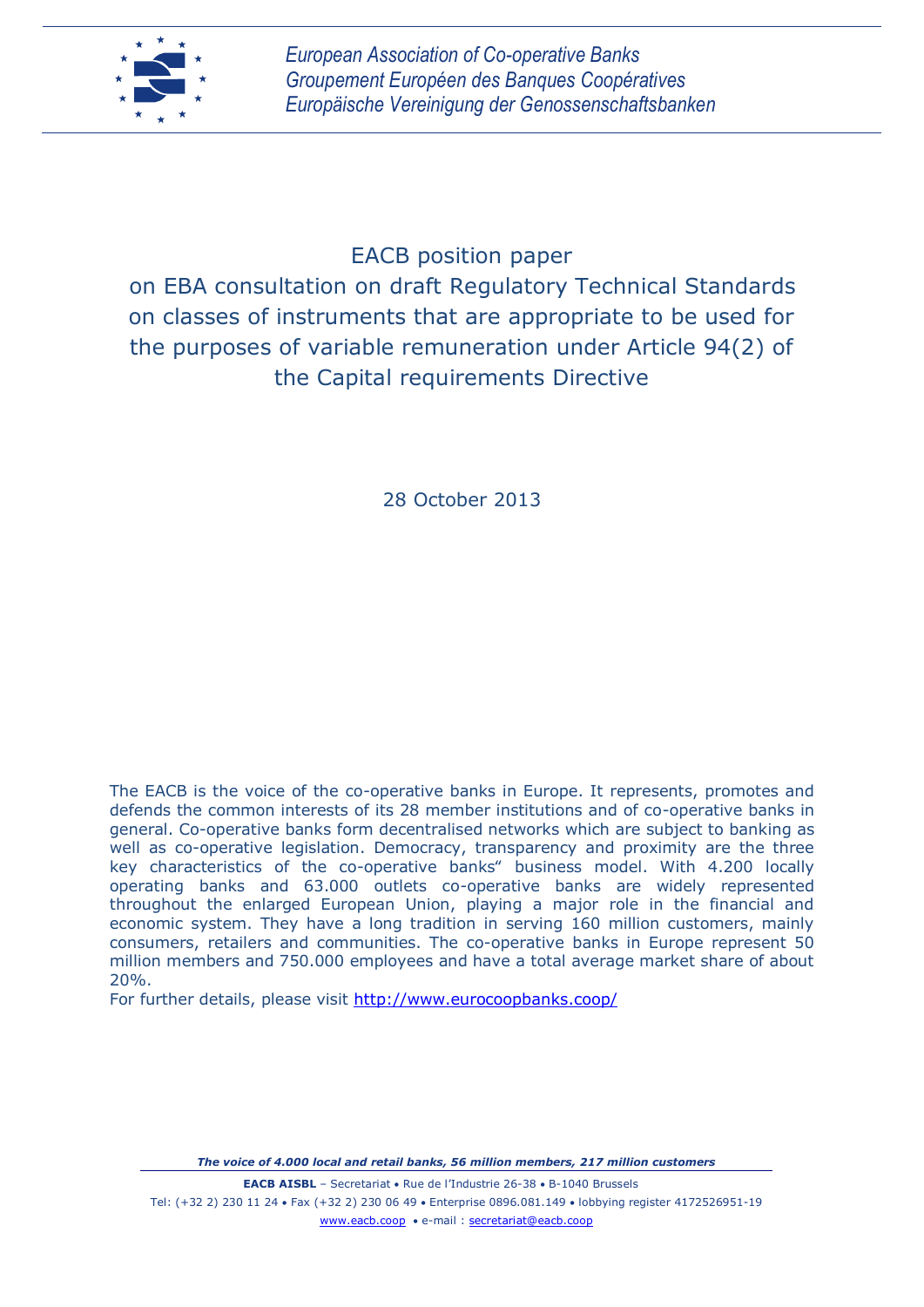*European Association of Co-operative Banks*
*Groupement Européen des Banques Coopératives*
*Europäische Vereinigung der Genossenschaftsbanken*

# EACB position paper on EBA consultation on draft Regulatory Technical Standards on classes of instruments that are appropriate to be used for the purposes of variable remuneration under Article 94(2) of the Capital requirements Directive

28 October 2013

The EACB is the voice of the co-operative banks in Europe. It represents, promotes and defends the common interests of its 28 member institutions and of co-operative banks in general. Co-operative banks form decentralised networks which are subject to banking as well as co-operative legislation. Democracy, transparency and proximity are the three key characteristics of the co-operative banks" business model. With 4.200 locally operating banks and 63.000 outlets co-operative banks are widely represented throughout the enlarged European Union, playing a major role in the financial and economic system. They have a long tradition in serving 160 million customers, mainly consumers, retailers and communities. The co-operative banks in Europe represent 50 million members and 750.000 employees and have a total average market share of about 20%.
For further details, please visit http://www.eurocoopbanks.coop/

***The voice of 4.000 local and retail banks, 56 million members, 217 million customers***

**EACB AISBL** – Secretariat • Rue de l'Industrie 26-38 • B-1040 Brussels
Tel: (+32 2) 230 11 24 • Fax (+32 2) 230 06 49 • Enterprise 0896.081.149 • lobbying register 4172526951-19
www.eacb.coop • e-mail : secretariat@eacb.coop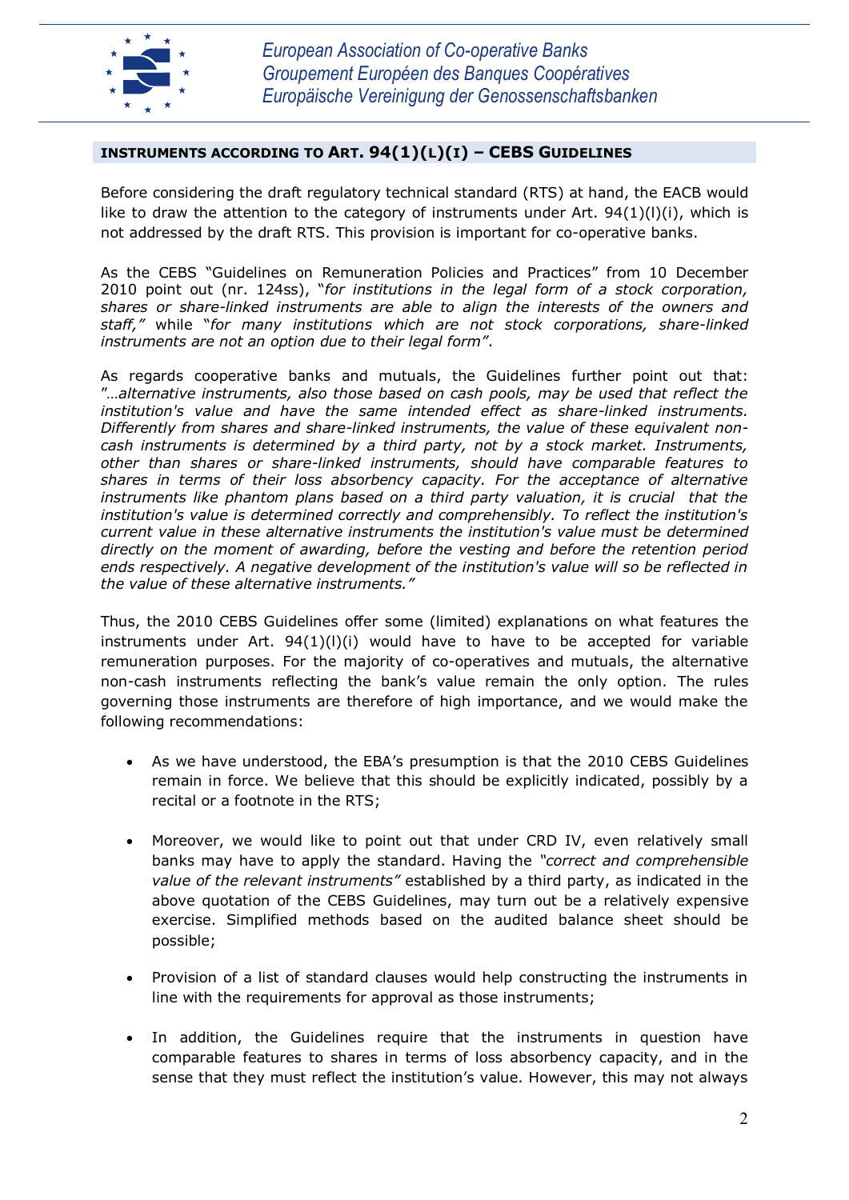## INSTRUMENTS ACCORDING TO ART. 94(1)(L)(I) – CEBS GUIDELINES

Before considering the draft regulatory technical standard (RTS) at hand, the EACB would like to draw the attention to the category of instruments under Art. 94(1)(l)(i), which is not addressed by the draft RTS. This provision is important for co-operative banks.

As the CEBS "Guidelines on Remuneration Policies and Practices" from 10 December 2010 point out (nr. 124ss), "*for institutions in the legal form of a stock corporation, shares or share-linked instruments are able to align the interests of the owners and staff,*" while "*for many institutions which are not stock corporations, share-linked instruments are not an option due to their legal form*".

As regards cooperative banks and mutuals, the Guidelines further point out that: "*…alternative instruments, also those based on cash pools, may be used that reflect the institution's value and have the same intended effect as share-linked instruments. Differently from shares and share-linked instruments, the value of these equivalent non-cash instruments is determined by a third party, not by a stock market. Instruments, other than shares or share-linked instruments, should have comparable features to shares in terms of their loss absorbency capacity. For the acceptance of alternative instruments like phantom plans based on a third party valuation, it is crucial that the institution's value is determined correctly and comprehensibly. To reflect the institution's current value in these alternative instruments the institution's value must be determined directly on the moment of awarding, before the vesting and before the retention period ends respectively. A negative development of the institution's value will so be reflected in the value of these alternative instruments.*"

Thus, the 2010 CEBS Guidelines offer some (limited) explanations on what features the instruments under Art. 94(1)(l)(i) would have to have to be accepted for variable remuneration purposes. For the majority of co-operatives and mutuals, the alternative non-cash instruments reflecting the bank's value remain the only option. The rules governing those instruments are therefore of high importance, and we would make the following recommendations:

- As we have understood, the EBA's presumption is that the 2010 CEBS Guidelines remain in force. We believe that this should be explicitly indicated, possibly by a recital or a footnote in the RTS;
- Moreover, we would like to point out that under CRD IV, even relatively small banks may have to apply the standard. Having the *"correct and comprehensible value of the relevant instruments"* established by a third party, as indicated in the above quotation of the CEBS Guidelines, may turn out be a relatively expensive exercise. Simplified methods based on the audited balance sheet should be possible;
- Provision of a list of standard clauses would help constructing the instruments in line with the requirements for approval as those instruments;
- In addition, the Guidelines require that the instruments in question have comparable features to shares in terms of loss absorbency capacity, and in the sense that they must reflect the institution's value. However, this may not always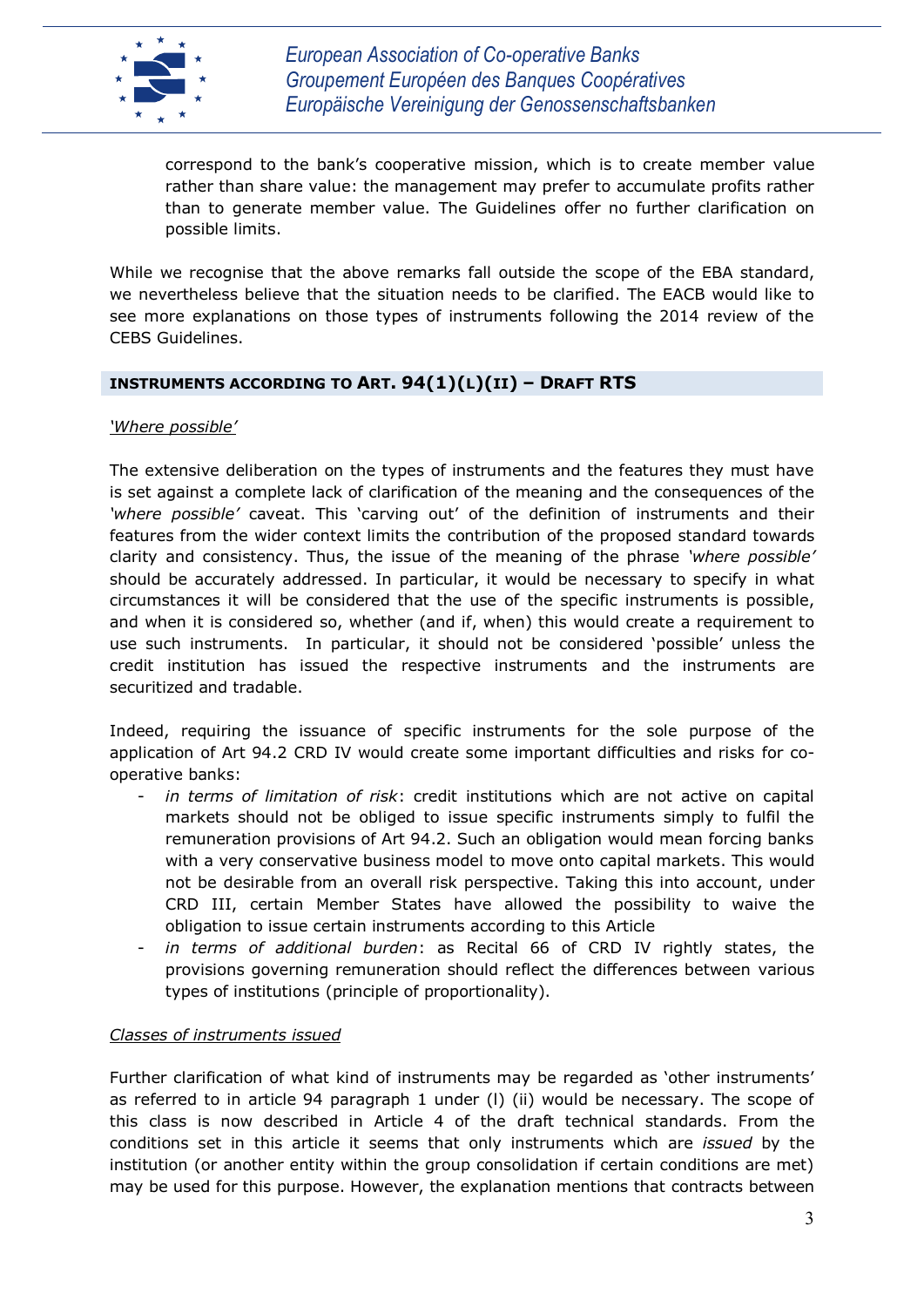correspond to the bank's cooperative mission, which is to create member value rather than share value: the management may prefer to accumulate profits rather than to generate member value. The Guidelines offer no further clarification on possible limits.

While we recognise that the above remarks fall outside the scope of the EBA standard, we nevertheless believe that the situation needs to be clarified. The EACB would like to see more explanations on those types of instruments following the 2014 review of the CEBS Guidelines.

## INSTRUMENTS ACCORDING TO ART. 94(1)(L)(II) – DRAFT RTS

*'Where possible'*

The extensive deliberation on the types of instruments and the features they must have is set against a complete lack of clarification of the meaning and the consequences of the *'where possible'* caveat. This 'carving out' of the definition of instruments and their features from the wider context limits the contribution of the proposed standard towards clarity and consistency. Thus, the issue of the meaning of the phrase *'where possible'* should be accurately addressed. In particular, it would be necessary to specify in what circumstances it will be considered that the use of the specific instruments is possible, and when it is considered so, whether (and if, when) this would create a requirement to use such instruments. In particular, it should not be considered 'possible' unless the credit institution has issued the respective instruments and the instruments are securitized and tradable.

Indeed, requiring the issuance of specific instruments for the sole purpose of the application of Art 94.2 CRD IV would create some important difficulties and risks for co-operative banks:

- *in terms of limitation of risk*: credit institutions which are not active on capital markets should not be obliged to issue specific instruments simply to fulfil the remuneration provisions of Art 94.2. Such an obligation would mean forcing banks with a very conservative business model to move onto capital markets. This would not be desirable from an overall risk perspective. Taking this into account, under CRD III, certain Member States have allowed the possibility to waive the obligation to issue certain instruments according to this Article
- *in terms of additional burden*: as Recital 66 of CRD IV rightly states, the provisions governing remuneration should reflect the differences between various types of institutions (principle of proportionality).

*Classes of instruments issued*

Further clarification of what kind of instruments may be regarded as 'other instruments' as referred to in article 94 paragraph 1 under (l) (ii) would be necessary. The scope of this class is now described in Article 4 of the draft technical standards. From the conditions set in this article it seems that only instruments which are *issued* by the institution (or another entity within the group consolidation if certain conditions are met) may be used for this purpose. However, the explanation mentions that contracts between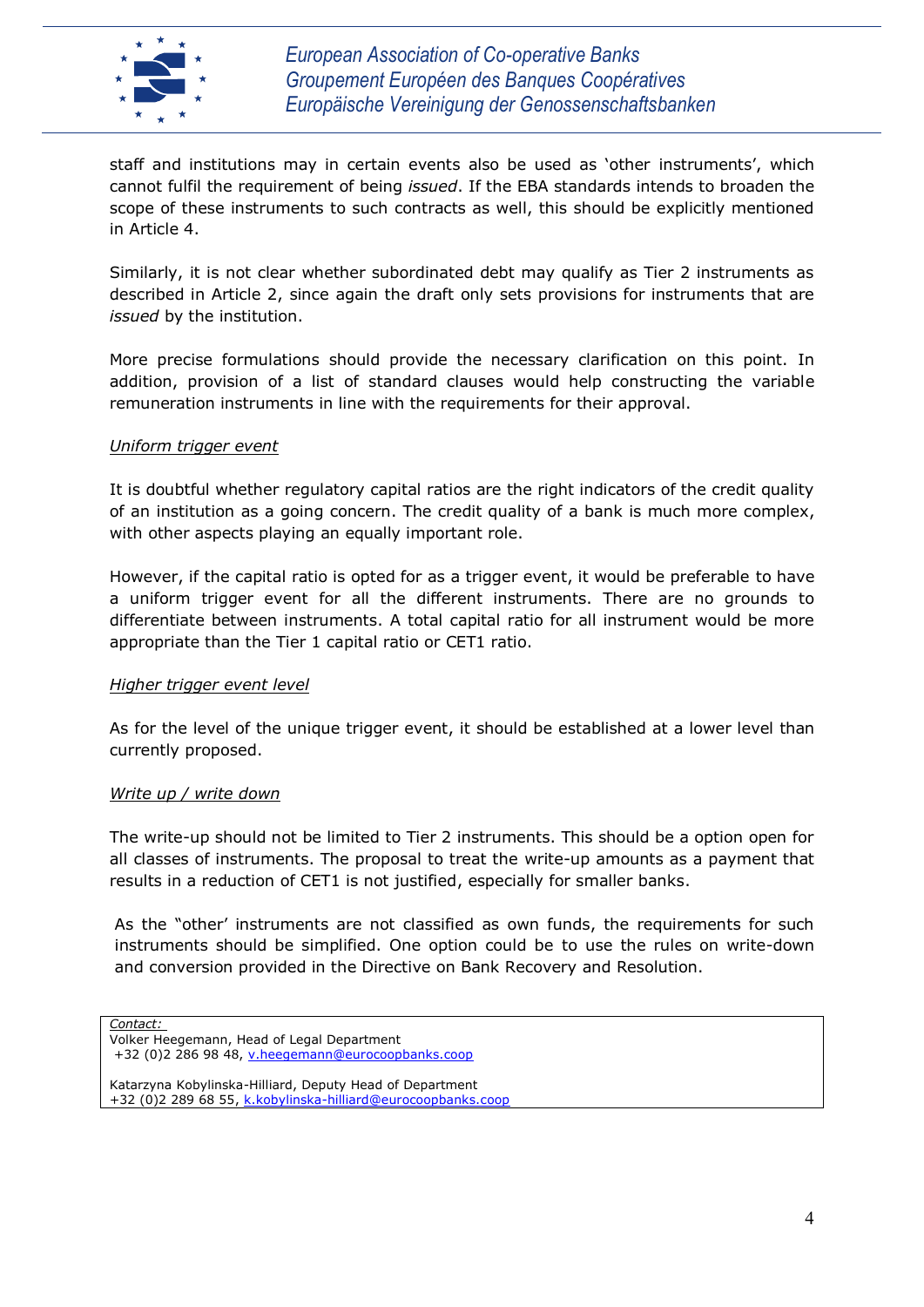staff and institutions may in certain events also be used as 'other instruments', which cannot fulfil the requirement of being *issued*. If the EBA standards intends to broaden the scope of these instruments to such contracts as well, this should be explicitly mentioned in Article 4.

Similarly, it is not clear whether subordinated debt may qualify as Tier 2 instruments as described in Article 2, since again the draft only sets provisions for instruments that are *issued* by the institution.

More precise formulations should provide the necessary clarification on this point. In addition, provision of a list of standard clauses would help constructing the variable remuneration instruments in line with the requirements for their approval.

*Uniform trigger event*

It is doubtful whether regulatory capital ratios are the right indicators of the credit quality of an institution as a going concern. The credit quality of a bank is much more complex, with other aspects playing an equally important role.

However, if the capital ratio is opted for as a trigger event, it would be preferable to have a uniform trigger event for all the different instruments. There are no grounds to differentiate between instruments. A total capital ratio for all instrument would be more appropriate than the Tier 1 capital ratio or CET1 ratio.

*Higher trigger event level*

As for the level of the unique trigger event, it should be established at a lower level than currently proposed.

*Write up / write down*

The write-up should not be limited to Tier 2 instruments. This should be a option open for all classes of instruments. The proposal to treat the write-up amounts as a payment that results in a reduction of CET1 is not justified, especially for smaller banks.

As the "other' instruments are not classified as own funds, the requirements for such instruments should be simplified. One option could be to use the rules on write-down and conversion provided in the Directive on Bank Recovery and Resolution.

*Contact:*
Volker Heegemann, Head of Legal Department
+32 (0)2 286 98 48, v.heegemann@eurocoopbanks.coop

Katarzyna Kobylinska-Hilliard, Deputy Head of Department
+32 (0)2 289 68 55, k.kobylinska-hilliard@eurocoopbanks.coop